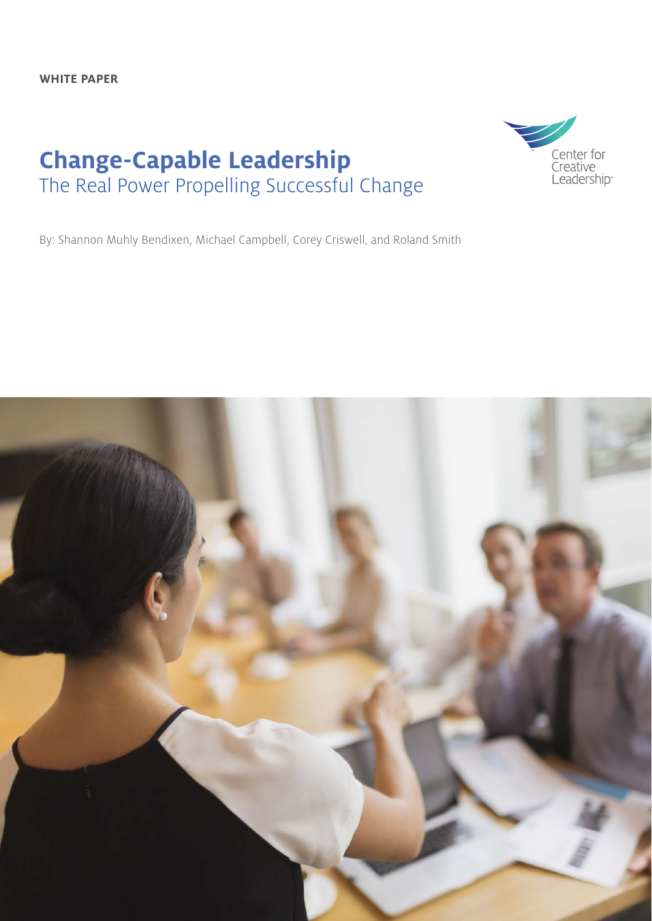WHITE PAPER

# Change-Capable Leadership

## The Real Power Propelling Successful Change

Center for Creative Leadership

By: Shannon Muhly Bendixen, Michael Campbell, Corey Criswell, and Roland Smith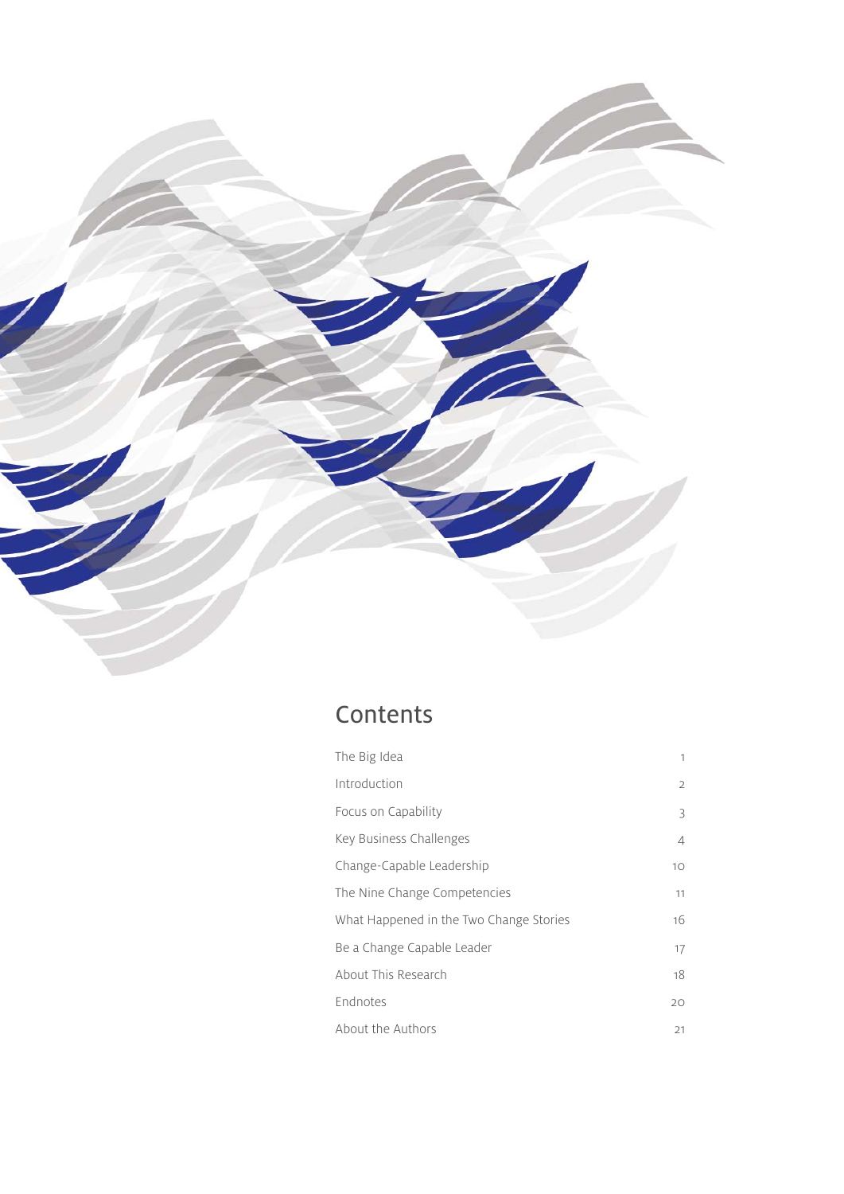# Contents

| | |
|---|---|
| The Big Idea | 1 |
| Introduction | 2 |
| Focus on Capability | 3 |
| Key Business Challenges | 4 |
| Change-Capable Leadership | 10 |
| The Nine Change Competencies | 11 |
| What Happened in the Two Change Stories | 16 |
| Be a Change Capable Leader | 17 |
| About This Research | 18 |
| Endnotes | 20 |
| About the Authors | 21 |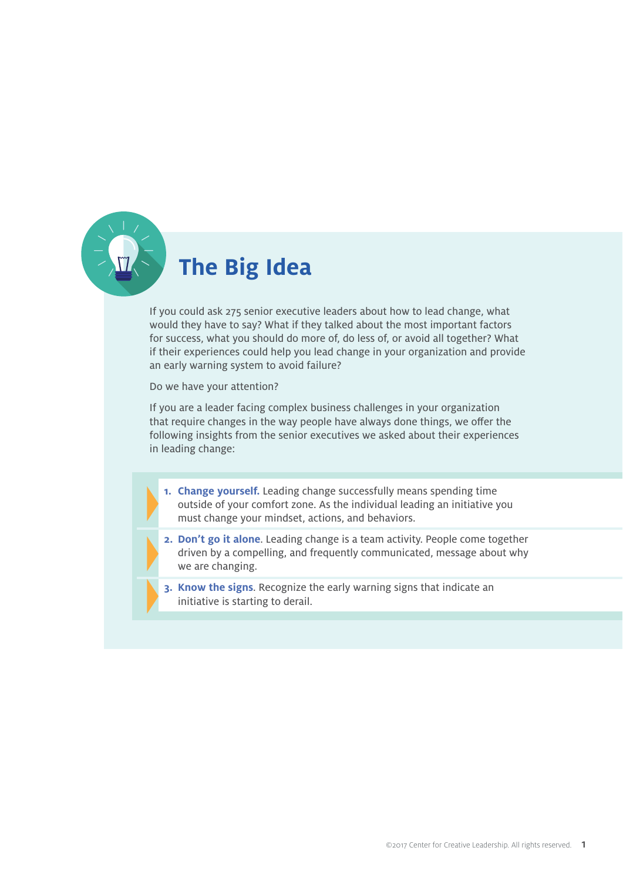## The Big Idea

If you could ask 275 senior executive leaders about how to lead change, what would they have to say? What if they talked about the most important factors for success, what you should do more of, do less of, or avoid all together? What if their experiences could help you lead change in your organization and provide an early warning system to avoid failure?

Do we have your attention?

If you are a leader facing complex business challenges in your organization that require changes in the way people have always done things, we offer the following insights from the senior executives we asked about their experiences in leading change:

1. **Change yourself.** Leading change successfully means spending time outside of your comfort zone. As the individual leading an initiative you must change your mindset, actions, and behaviors.
2. **Don't go it alone.** Leading change is a team activity. People come together driven by a compelling, and frequently communicated, message about why we are changing.
3. **Know the signs.** Recognize the early warning signs that indicate an initiative is starting to derail.

©2017 Center for Creative Leadership. All rights reserved.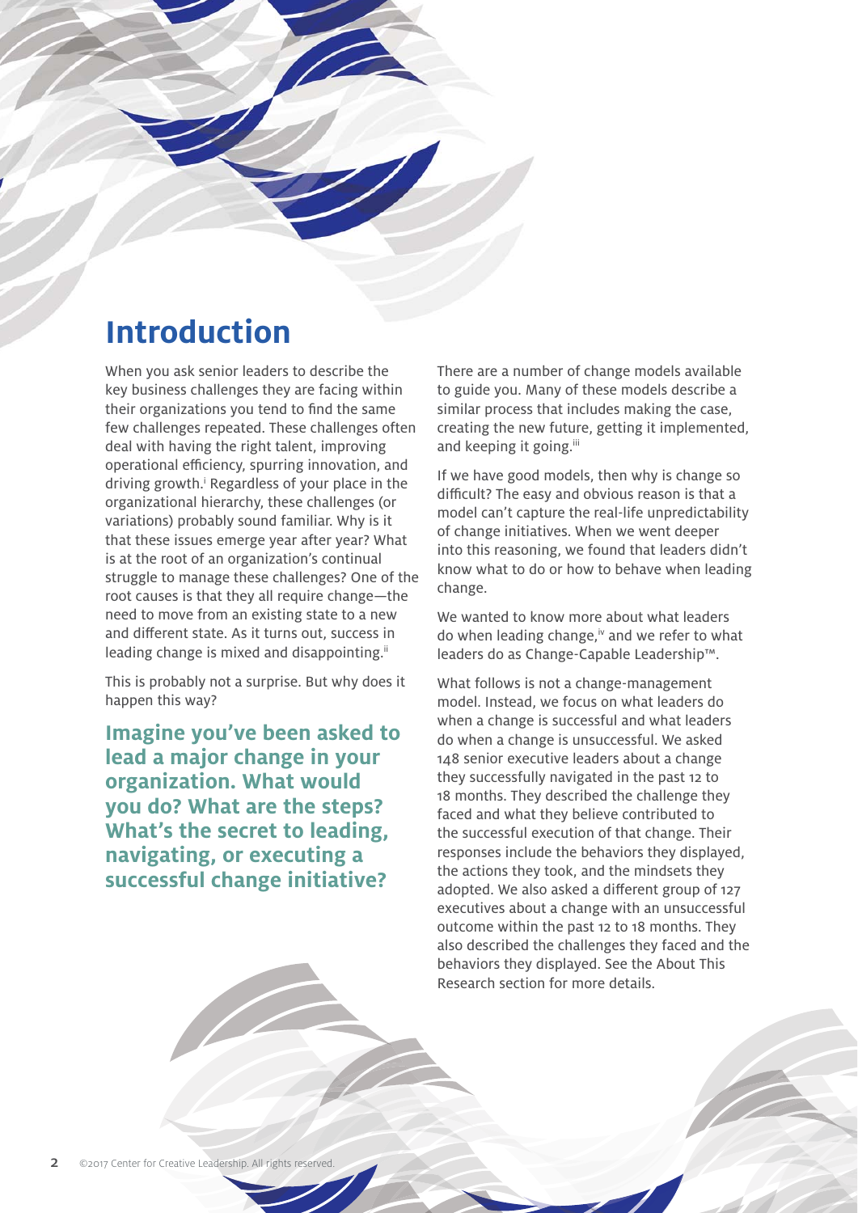# Introduction

When you ask senior leaders to describe the key business challenges they are facing within their organizations you tend to find the same few challenges repeated. These challenges often deal with having the right talent, improving operational efficiency, spurring innovation, and driving growth.[i] Regardless of your place in the organizational hierarchy, these challenges (or variations) probably sound familiar. Why is it that these issues emerge year after year? What is at the root of an organization's continual struggle to manage these challenges? One of the root causes is that they all require change—the need to move from an existing state to a new and different state. As it turns out, success in leading change is mixed and disappointing.[ii]

This is probably not a surprise. But why does it happen this way?

**Imagine you've been asked to lead a major change in your organization. What would you do? What are the steps? What's the secret to leading, navigating, or executing a successful change initiative?**

There are a number of change models available to guide you. Many of these models describe a similar process that includes making the case, creating the new future, getting it implemented, and keeping it going.[iii]

If we have good models, then why is change so difficult? The easy and obvious reason is that a model can't capture the real-life unpredictability of change initiatives. When we went deeper into this reasoning, we found that leaders didn't know what to do or how to behave when leading change.

We wanted to know more about what leaders do when leading change,[iv] and we refer to what leaders do as Change-Capable Leadership™.

What follows is not a change-management model. Instead, we focus on what leaders do when a change is successful and what leaders do when a change is unsuccessful. We asked 148 senior executive leaders about a change they successfully navigated in the past 12 to 18 months. They described the challenge they faced and what they believe contributed to the successful execution of that change. Their responses include the behaviors they displayed, the actions they took, and the mindsets they adopted. We also asked a different group of 127 executives about a change with an unsuccessful outcome within the past 12 to 18 months. They also described the challenges they faced and the behaviors they displayed. See the About This Research section for more details.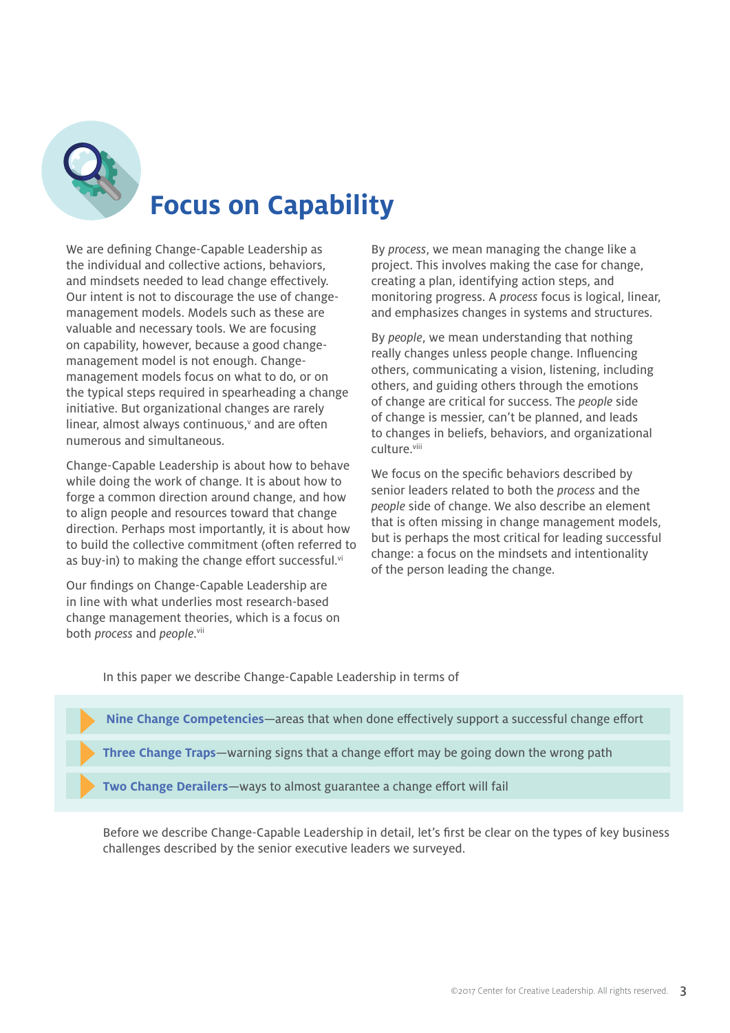# Focus on Capability

We are defining Change-Capable Leadership as the individual and collective actions, behaviors, and mindsets needed to lead change effectively. Our intent is not to discourage the use of change-management models. Models such as these are valuable and necessary tools. We are focusing on capability, however, because a good change-management model is not enough. Change-management models focus on what to do, or on the typical steps required in spearheading a change initiative. But organizational changes are rarely linear, almost always continuous,[v] and are often numerous and simultaneous.

Change-Capable Leadership is about how to behave while doing the work of change. It is about how to forge a common direction around change, and how to align people and resources toward that change direction. Perhaps most importantly, it is about how to build the collective commitment (often referred to as buy-in) to making the change effort successful.[vi]

Our findings on Change-Capable Leadership are in line with what underlies most research-based change management theories, which is a focus on both *process* and *people*.[vii]

By *process*, we mean managing the change like a project. This involves making the case for change, creating a plan, identifying action steps, and monitoring progress. A *process* focus is logical, linear, and emphasizes changes in systems and structures.

By *people*, we mean understanding that nothing really changes unless people change. Influencing others, communicating a vision, listening, including others, and guiding others through the emotions of change are critical for success. The *people* side of change is messier, can't be planned, and leads to changes in beliefs, behaviors, and organizational culture.[viii]

We focus on the specific behaviors described by senior leaders related to both the *process* and the *people* side of change. We also describe an element that is often missing in change management models, but is perhaps the most critical for leading successful change: a focus on the mindsets and intentionality of the person leading the change.

In this paper we describe Change-Capable Leadership in terms of

- **Nine Change Competencies**—areas that when done effectively support a successful change effort
- **Three Change Traps**—warning signs that a change effort may be going down the wrong path
- **Two Change Derailers**—ways to almost guarantee a change effort will fail

Before we describe Change-Capable Leadership in detail, let's first be clear on the types of key business challenges described by the senior executive leaders we surveyed.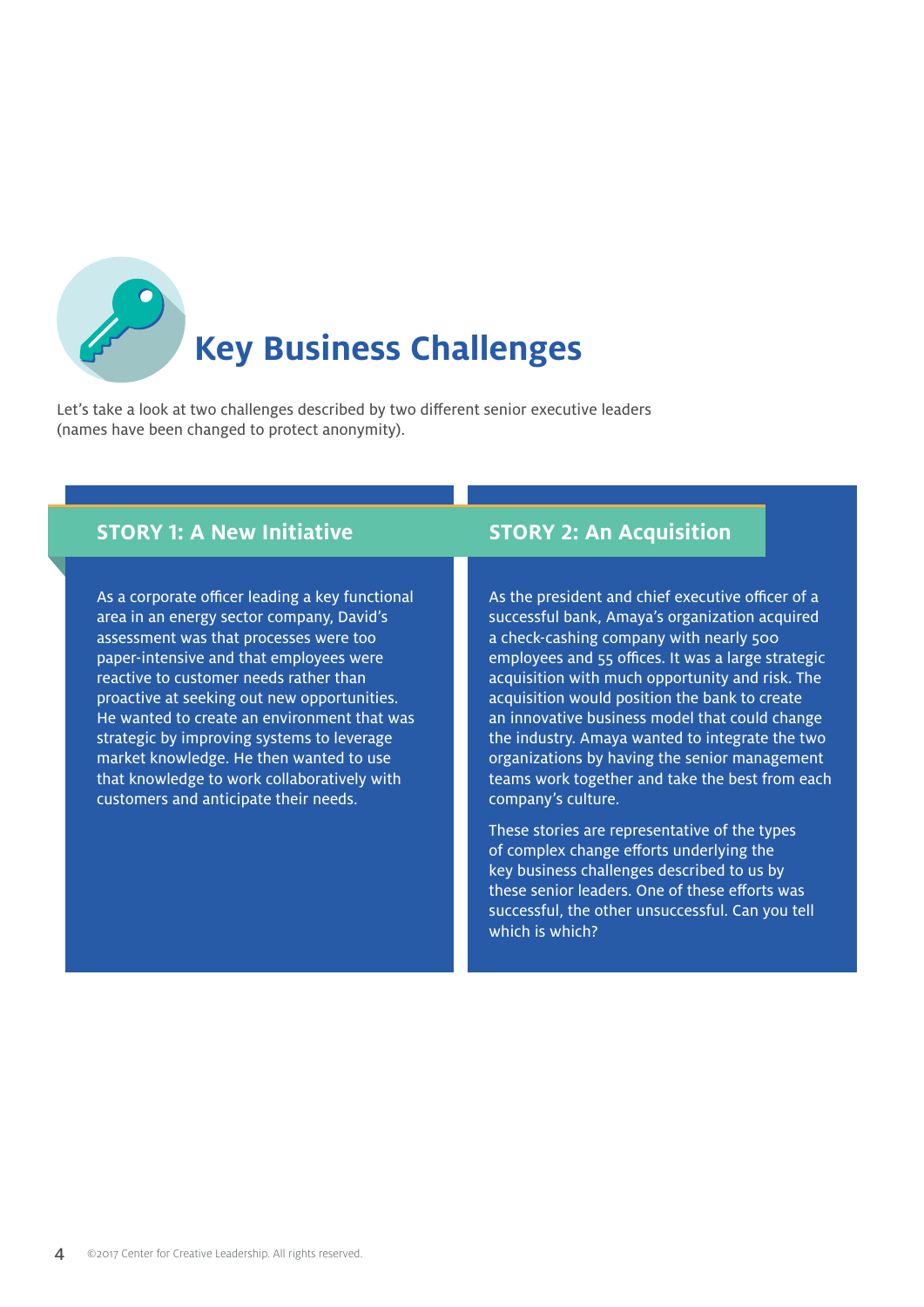# Key Business Challenges

Let's take a look at two challenges described by two different senior executive leaders (names have been changed to protect anonymity).

## STORY 1: A New Initiative

As a corporate officer leading a key functional area in an energy sector company, David's assessment was that processes were too paper-intensive and that employees were reactive to customer needs rather than proactive at seeking out new opportunities. He wanted to create an environment that was strategic by improving systems to leverage market knowledge. He then wanted to use that knowledge to work collaboratively with customers and anticipate their needs.

## STORY 2: An Acquisition

As the president and chief executive officer of a successful bank, Amaya's organization acquired a check-cashing company with nearly 500 employees and 55 offices. It was a large strategic acquisition with much opportunity and risk. The acquisition would position the bank to create an innovative business model that could change the industry. Amaya wanted to integrate the two organizations by having the senior management teams work together and take the best from each company's culture.

These stories are representative of the types of complex change efforts underlying the key business challenges described to us by these senior leaders. One of these efforts was successful, the other unsuccessful. Can you tell which is which?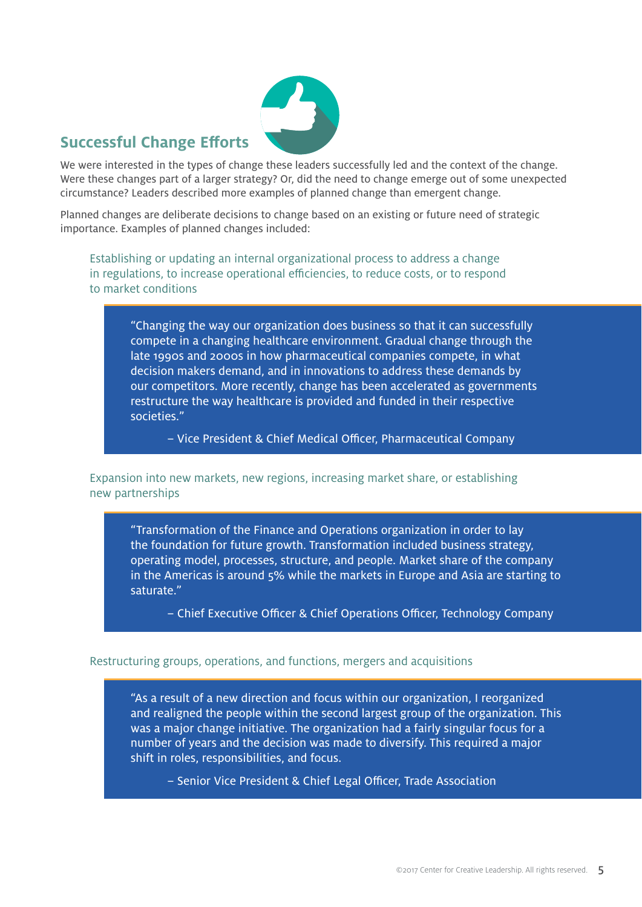## Successful Change Efforts

We were interested in the types of change these leaders successfully led and the context of the change. Were these changes part of a larger strategy? Or, did the need to change emerge out of some unexpected circumstance? Leaders described more examples of planned change than emergent change.

Planned changes are deliberate decisions to change based on an existing or future need of strategic importance. Examples of planned changes included:

Establishing or updating an internal organizational process to address a change in regulations, to increase operational efficiencies, to reduce costs, or to respond to market conditions

> "Changing the way our organization does business so that it can successfully compete in a changing healthcare environment. Gradual change through the late 1990s and 2000s in how pharmaceutical companies compete, in what decision makers demand, and in innovations to address these demands by our competitors. More recently, change has been accelerated as governments restructure the way healthcare is provided and funded in their respective societies."
>
> – Vice President & Chief Medical Officer, Pharmaceutical Company

Expansion into new markets, new regions, increasing market share, or establishing new partnerships

> "Transformation of the Finance and Operations organization in order to lay the foundation for future growth. Transformation included business strategy, operating model, processes, structure, and people. Market share of the company in the Americas is around 5% while the markets in Europe and Asia are starting to saturate."
>
> – Chief Executive Officer & Chief Operations Officer, Technology Company

Restructuring groups, operations, and functions, mergers and acquisitions

> "As a result of a new direction and focus within our organization, I reorganized and realigned the people within the second largest group of the organization. This was a major change initiative. The organization had a fairly singular focus for a number of years and the decision was made to diversify. This required a major shift in roles, responsibilities, and focus.
>
> – Senior Vice President & Chief Legal Officer, Trade Association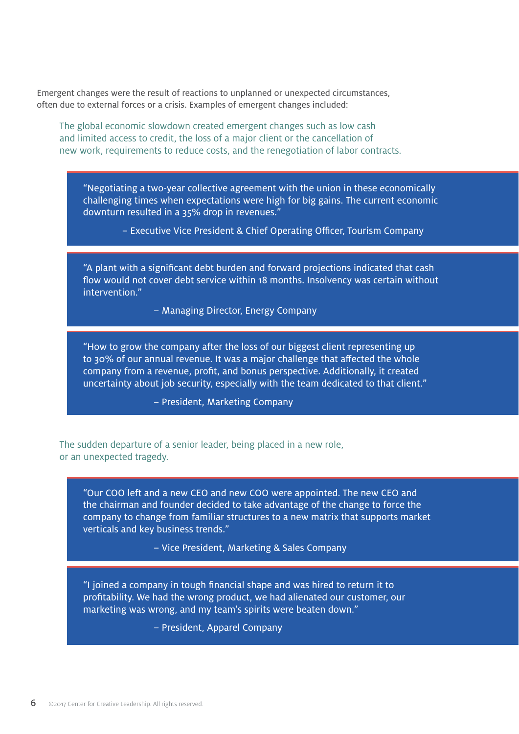Emergent changes were the result of reactions to unplanned or unexpected circumstances, often due to external forces or a crisis. Examples of emergent changes included:

The global economic slowdown created emergent changes such as low cash and limited access to credit, the loss of a major client or the cancellation of new work, requirements to reduce costs, and the renegotiation of labor contracts.

> "Negotiating a two-year collective agreement with the union in these economically challenging times when expectations were high for big gains. The current economic downturn resulted in a 35% drop in revenues."
>
> – Executive Vice President & Chief Operating Officer, Tourism Company

> "A plant with a significant debt burden and forward projections indicated that cash flow would not cover debt service within 18 months. Insolvency was certain without intervention."
>
> – Managing Director, Energy Company

> "How to grow the company after the loss of our biggest client representing up to 30% of our annual revenue. It was a major challenge that affected the whole company from a revenue, profit, and bonus perspective. Additionally, it created uncertainty about job security, especially with the team dedicated to that client."
>
> – President, Marketing Company

The sudden departure of a senior leader, being placed in a new role, or an unexpected tragedy.

> "Our COO left and a new CEO and new COO were appointed. The new CEO and the chairman and founder decided to take advantage of the change to force the company to change from familiar structures to a new matrix that supports market verticals and key business trends."
>
> – Vice President, Marketing & Sales Company

> "I joined a company in tough financial shape and was hired to return it to profitability. We had the wrong product, we had alienated our customer, our marketing was wrong, and my team's spirits were beaten down."
>
> – President, Apparel Company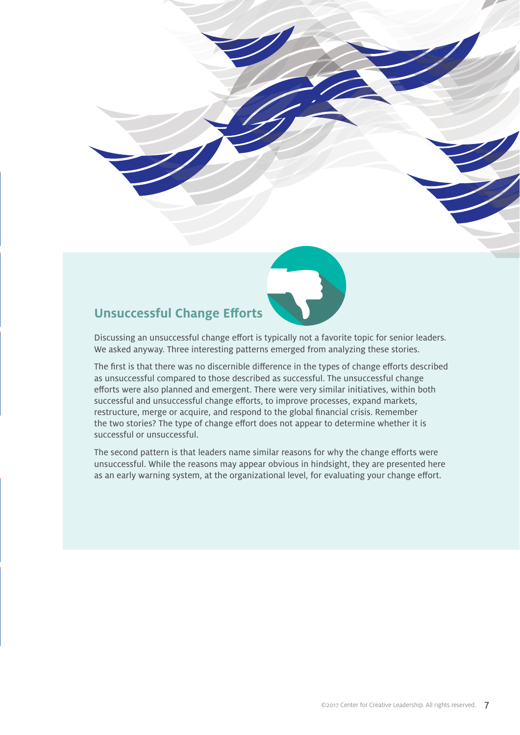## Unsuccessful Change Efforts

Discussing an unsuccessful change effort is typically not a favorite topic for senior leaders. We asked anyway. Three interesting patterns emerged from analyzing these stories.

The first is that there was no discernible difference in the types of change efforts described as unsuccessful compared to those described as successful. The unsuccessful change efforts were also planned and emergent. There were very similar initiatives, within both successful and unsuccessful change efforts, to improve processes, expand markets, restructure, merge or acquire, and respond to the global financial crisis. Remember the two stories? The type of change effort does not appear to determine whether it is successful or unsuccessful.

The second pattern is that leaders name similar reasons for why the change efforts were unsuccessful. While the reasons may appear obvious in hindsight, they are presented here as an early warning system, at the organizational level, for evaluating your change effort.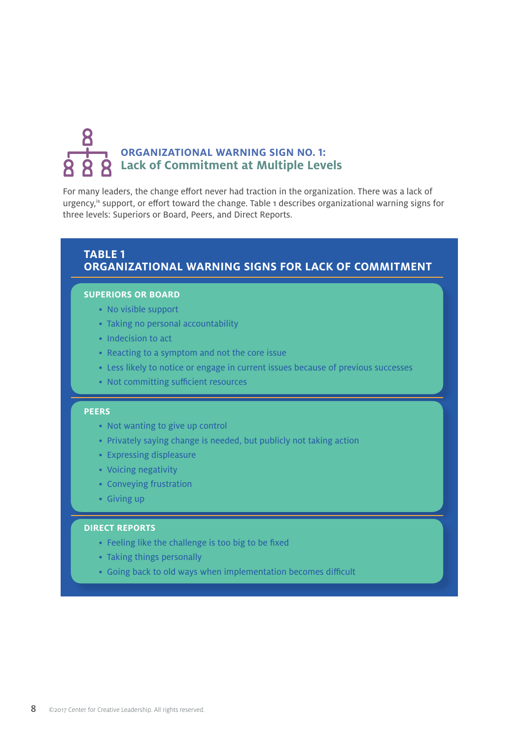## ORGANIZATIONAL WARNING SIGN NO. 1: Lack of Commitment at Multiple Levels

For many leaders, the change effort never had traction in the organization. There was a lack of urgency,[ix] support, or effort toward the change. Table 1 describes organizational warning signs for three levels: Superiors or Board, Peers, and Direct Reports.

### TABLE 1
### ORGANIZATIONAL WARNING SIGNS FOR LACK OF COMMITMENT

**SUPERIORS OR BOARD**

- No visible support
- Taking no personal accountability
- Indecision to act
- Reacting to a symptom and not the core issue
- Less likely to notice or engage in current issues because of previous successes
- Not committing sufficient resources

**PEERS**

- Not wanting to give up control
- Privately saying change is needed, but publicly not taking action
- Expressing displeasure
- Voicing negativity
- Conveying frustration
- Giving up

**DIRECT REPORTS**

- Feeling like the challenge is too big to be fixed
- Taking things personally
- Going back to old ways when implementation becomes difficult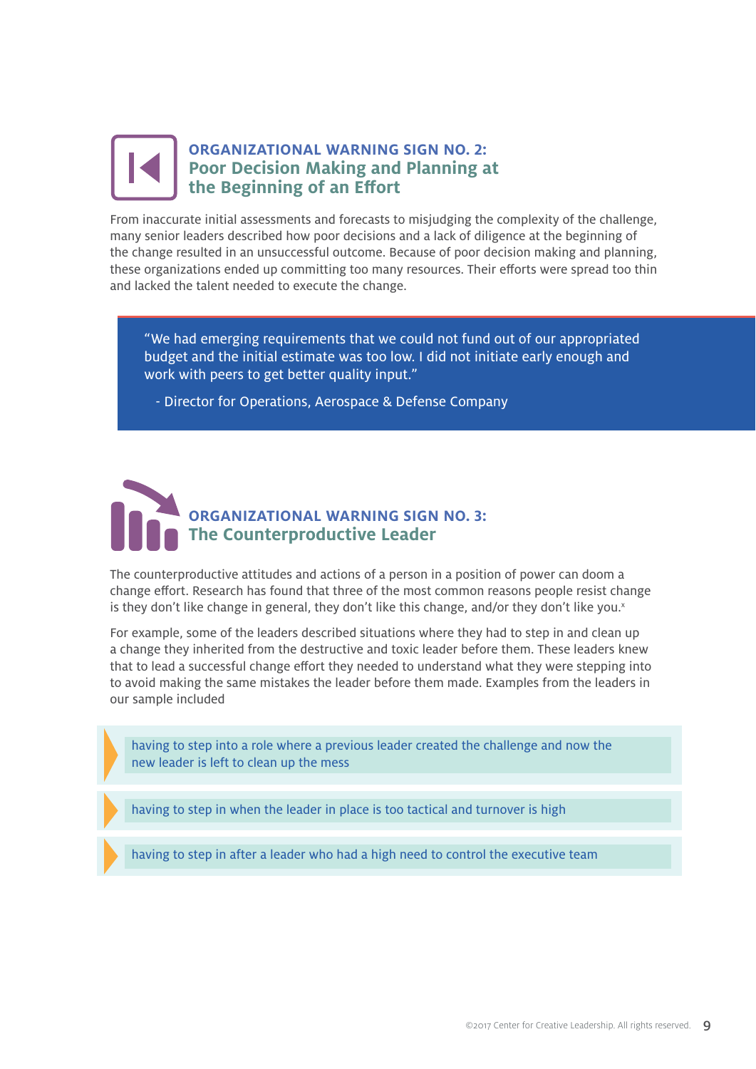## ORGANIZATIONAL WARNING SIGN NO. 2: Poor Decision Making and Planning at the Beginning of an Effort

From inaccurate initial assessments and forecasts to misjudging the complexity of the challenge, many senior leaders described how poor decisions and a lack of diligence at the beginning of the change resulted in an unsuccessful outcome. Because of poor decision making and planning, these organizations ended up committing too many resources. Their efforts were spread too thin and lacked the talent needed to execute the change.

> "We had emerging requirements that we could not fund out of our appropriated budget and the initial estimate was too low. I did not initiate early enough and work with peers to get better quality input."
>
> - Director for Operations, Aerospace & Defense Company

## ORGANIZATIONAL WARNING SIGN NO. 3: The Counterproductive Leader

The counterproductive attitudes and actions of a person in a position of power can doom a change effort. Research has found that three of the most common reasons people resist change is they don't like change in general, they don't like this change, and/or they don't like you.[x]

For example, some of the leaders described situations where they had to step in and clean up a change they inherited from the destructive and toxic leader before them. These leaders knew that to lead a successful change effort they needed to understand what they were stepping into to avoid making the same mistakes the leader before them made. Examples from the leaders in our sample included

- having to step into a role where a previous leader created the challenge and now the new leader is left to clean up the mess
- having to step in when the leader in place is too tactical and turnover is high
- having to step in after a leader who had a high need to control the executive team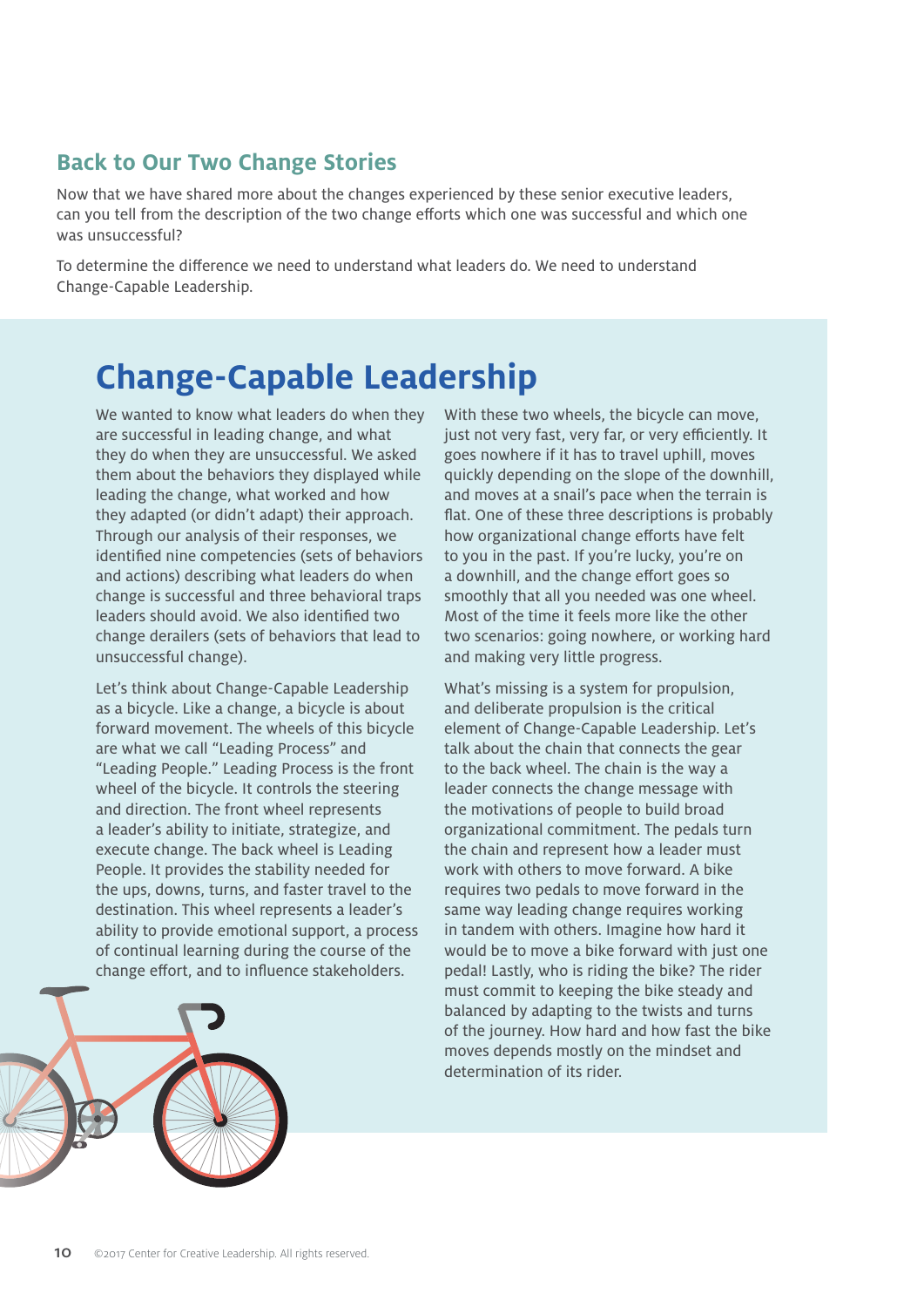## Back to Our Two Change Stories

Now that we have shared more about the changes experienced by these senior executive leaders, can you tell from the description of the two change efforts which one was successful and which one was unsuccessful?

To determine the difference we need to understand what leaders do. We need to understand Change-Capable Leadership.

# Change-Capable Leadership

We wanted to know what leaders do when they are successful in leading change, and what they do when they are unsuccessful. We asked them about the behaviors they displayed while leading the change, what worked and how they adapted (or didn't adapt) their approach. Through our analysis of their responses, we identified nine competencies (sets of behaviors and actions) describing what leaders do when change is successful and three behavioral traps leaders should avoid. We also identified two change derailers (sets of behaviors that lead to unsuccessful change).

Let's think about Change-Capable Leadership as a bicycle. Like a change, a bicycle is about forward movement. The wheels of this bicycle are what we call "Leading Process" and "Leading People." Leading Process is the front wheel of the bicycle. It controls the steering and direction. The front wheel represents a leader's ability to initiate, strategize, and execute change. The back wheel is Leading People. It provides the stability needed for the ups, downs, turns, and faster travel to the destination. This wheel represents a leader's ability to provide emotional support, a process of continual learning during the course of the change effort, and to influence stakeholders.

With these two wheels, the bicycle can move, just not very fast, very far, or very efficiently. It goes nowhere if it has to travel uphill, moves quickly depending on the slope of the downhill, and moves at a snail's pace when the terrain is flat. One of these three descriptions is probably how organizational change efforts have felt to you in the past. If you're lucky, you're on a downhill, and the change effort goes so smoothly that all you needed was one wheel. Most of the time it feels more like the other two scenarios: going nowhere, or working hard and making very little progress.

What's missing is a system for propulsion, and deliberate propulsion is the critical element of Change-Capable Leadership. Let's talk about the chain that connects the gear to the back wheel. The chain is the way a leader connects the change message with the motivations of people to build broad organizational commitment. The pedals turn the chain and represent how a leader must work with others to move forward. A bike requires two pedals to move forward in the same way leading change requires working in tandem with others. Imagine how hard it would be to move a bike forward with just one pedal! Lastly, who is riding the bike? The rider must commit to keeping the bike steady and balanced by adapting to the twists and turns of the journey. How hard and how fast the bike moves depends mostly on the mindset and determination of its rider.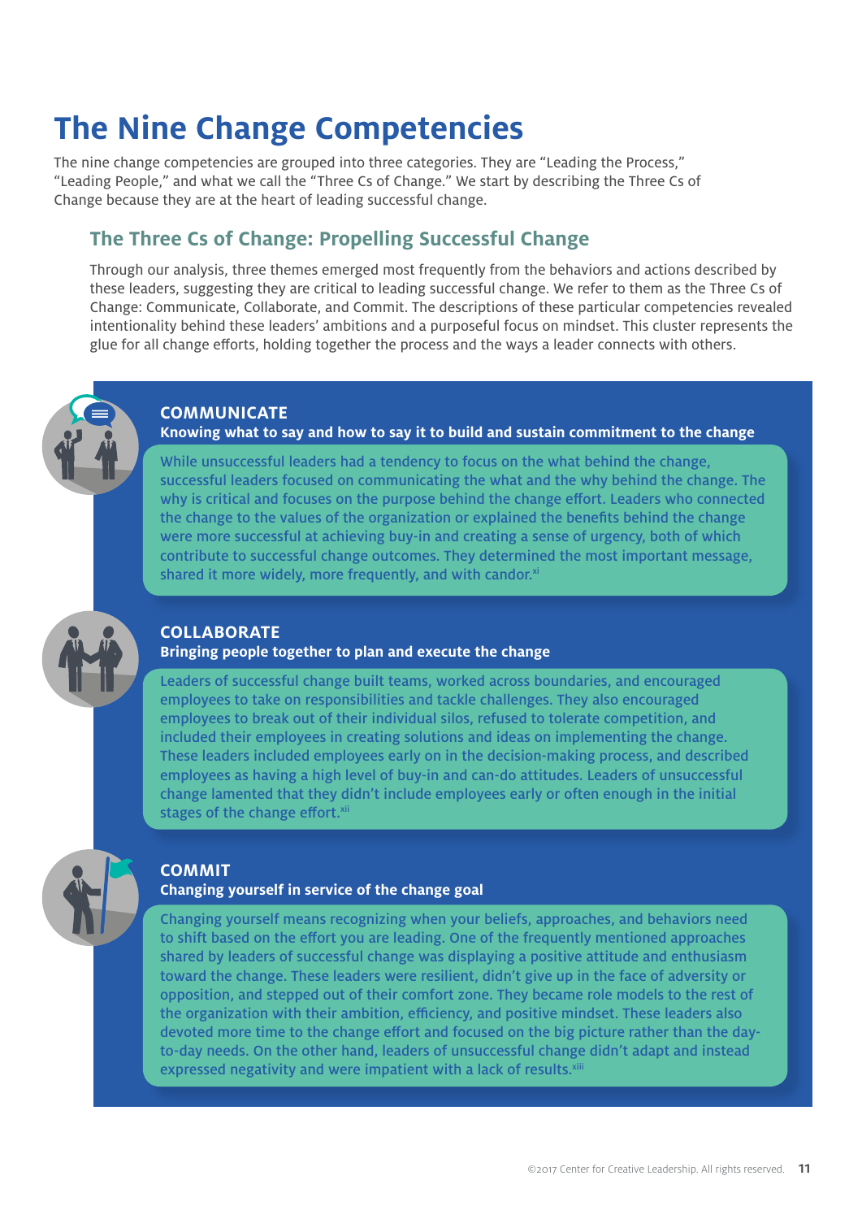# The Nine Change Competencies

The nine change competencies are grouped into three categories. They are "Leading the Process," "Leading People," and what we call the "Three Cs of Change." We start by describing the Three Cs of Change because they are at the heart of leading successful change.

## The Three Cs of Change: Propelling Successful Change

Through our analysis, three themes emerged most frequently from the behaviors and actions described by these leaders, suggesting they are critical to leading successful change. We refer to them as the Three Cs of Change: Communicate, Collaborate, and Commit. The descriptions of these particular competencies revealed intentionality behind these leaders' ambitions and a purposeful focus on mindset. This cluster represents the glue for all change efforts, holding together the process and the ways a leader connects with others.

### COMMUNICATE

**Knowing what to say and how to say it to build and sustain commitment to the change**

While unsuccessful leaders had a tendency to focus on the what behind the change, successful leaders focused on communicating the what and the why behind the change. The why is critical and focuses on the purpose behind the change effort. Leaders who connected the change to the values of the organization or explained the benefits behind the change were more successful at achieving buy-in and creating a sense of urgency, both of which contribute to successful change outcomes. They determined the most important message, shared it more widely, more frequently, and with candor.[xi]

### COLLABORATE

**Bringing people together to plan and execute the change**

Leaders of successful change built teams, worked across boundaries, and encouraged employees to take on responsibilities and tackle challenges. They also encouraged employees to break out of their individual silos, refused to tolerate competition, and included their employees in creating solutions and ideas on implementing the change. These leaders included employees early on in the decision-making process, and described employees as having a high level of buy-in and can-do attitudes. Leaders of unsuccessful change lamented that they didn't include employees early or often enough in the initial stages of the change effort.[xii]

### COMMIT

**Changing yourself in service of the change goal**

Changing yourself means recognizing when your beliefs, approaches, and behaviors need to shift based on the effort you are leading. One of the frequently mentioned approaches shared by leaders of successful change was displaying a positive attitude and enthusiasm toward the change. These leaders were resilient, didn't give up in the face of adversity or opposition, and stepped out of their comfort zone. They became role models to the rest of the organization with their ambition, efficiency, and positive mindset. These leaders also devoted more time to the change effort and focused on the big picture rather than the day-to-day needs. On the other hand, leaders of unsuccessful change didn't adapt and instead expressed negativity and were impatient with a lack of results.[xiii]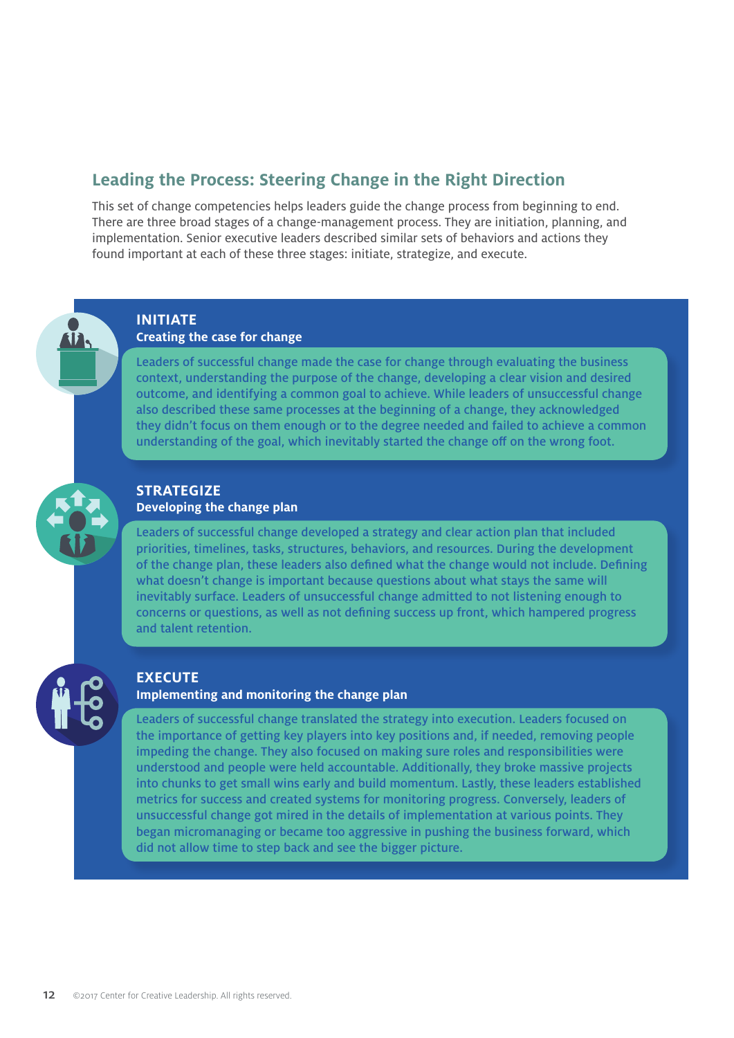## Leading the Process: Steering Change in the Right Direction

This set of change competencies helps leaders guide the change process from beginning to end. There are three broad stages of a change-management process. They are initiation, planning, and implementation. Senior executive leaders described similar sets of behaviors and actions they found important at each of these three stages: initiate, strategize, and execute.

### INITIATE

**Creating the case for change**

Leaders of successful change made the case for change through evaluating the business context, understanding the purpose of the change, developing a clear vision and desired outcome, and identifying a common goal to achieve. While leaders of unsuccessful change also described these same processes at the beginning of a change, they acknowledged they didn't focus on them enough or to the degree needed and failed to achieve a common understanding of the goal, which inevitably started the change off on the wrong foot.

### STRATEGIZE

**Developing the change plan**

Leaders of successful change developed a strategy and clear action plan that included priorities, timelines, tasks, structures, behaviors, and resources. During the development of the change plan, these leaders also defined what the change would not include. Defining what doesn't change is important because questions about what stays the same will inevitably surface. Leaders of unsuccessful change admitted to not listening enough to concerns or questions, as well as not defining success up front, which hampered progress and talent retention.

### EXECUTE

**Implementing and monitoring the change plan**

Leaders of successful change translated the strategy into execution. Leaders focused on the importance of getting key players into key positions and, if needed, removing people impeding the change. They also focused on making sure roles and responsibilities were understood and people were held accountable. Additionally, they broke massive projects into chunks to get small wins early and build momentum. Lastly, these leaders established metrics for success and created systems for monitoring progress. Conversely, leaders of unsuccessful change got mired in the details of implementation at various points. They began micromanaging or became too aggressive in pushing the business forward, which did not allow time to step back and see the bigger picture.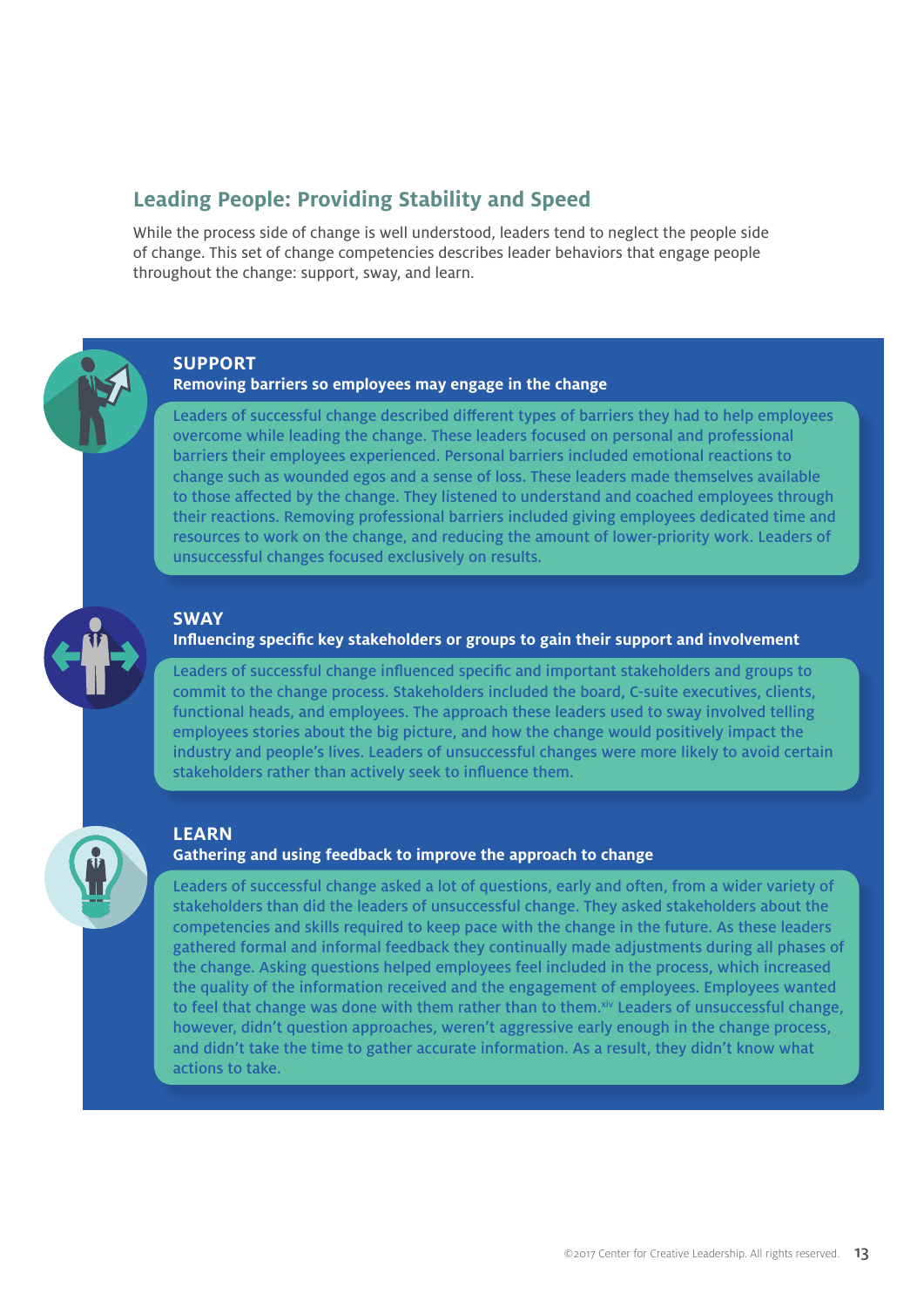## Leading People: Providing Stability and Speed

While the process side of change is well understood, leaders tend to neglect the people side of change. This set of change competencies describes leader behaviors that engage people throughout the change: support, sway, and learn.

### SUPPORT

**Removing barriers so employees may engage in the change**

Leaders of successful change described different types of barriers they had to help employees overcome while leading the change. These leaders focused on personal and professional barriers their employees experienced. Personal barriers included emotional reactions to change such as wounded egos and a sense of loss. These leaders made themselves available to those affected by the change. They listened to understand and coached employees through their reactions. Removing professional barriers included giving employees dedicated time and resources to work on the change, and reducing the amount of lower-priority work. Leaders of unsuccessful changes focused exclusively on results.

### SWAY

**Influencing specific key stakeholders or groups to gain their support and involvement**

Leaders of successful change influenced specific and important stakeholders and groups to commit to the change process. Stakeholders included the board, C-suite executives, clients, functional heads, and employees. The approach these leaders used to sway involved telling employees stories about the big picture, and how the change would positively impact the industry and people's lives. Leaders of unsuccessful changes were more likely to avoid certain stakeholders rather than actively seek to influence them.

### LEARN

**Gathering and using feedback to improve the approach to change**

Leaders of successful change asked a lot of questions, early and often, from a wider variety of stakeholders than did the leaders of unsuccessful change. They asked stakeholders about the competencies and skills required to keep pace with the change in the future. As these leaders gathered formal and informal feedback they continually made adjustments during all phases of the change. Asking questions helped employees feel included in the process, which increased the quality of the information received and the engagement of employees. Employees wanted to feel that change was done with them rather than to them.[xiv] Leaders of unsuccessful change, however, didn't question approaches, weren't aggressive enough in the change process, and didn't take the time to gather accurate information. As a result, they didn't know what actions to take.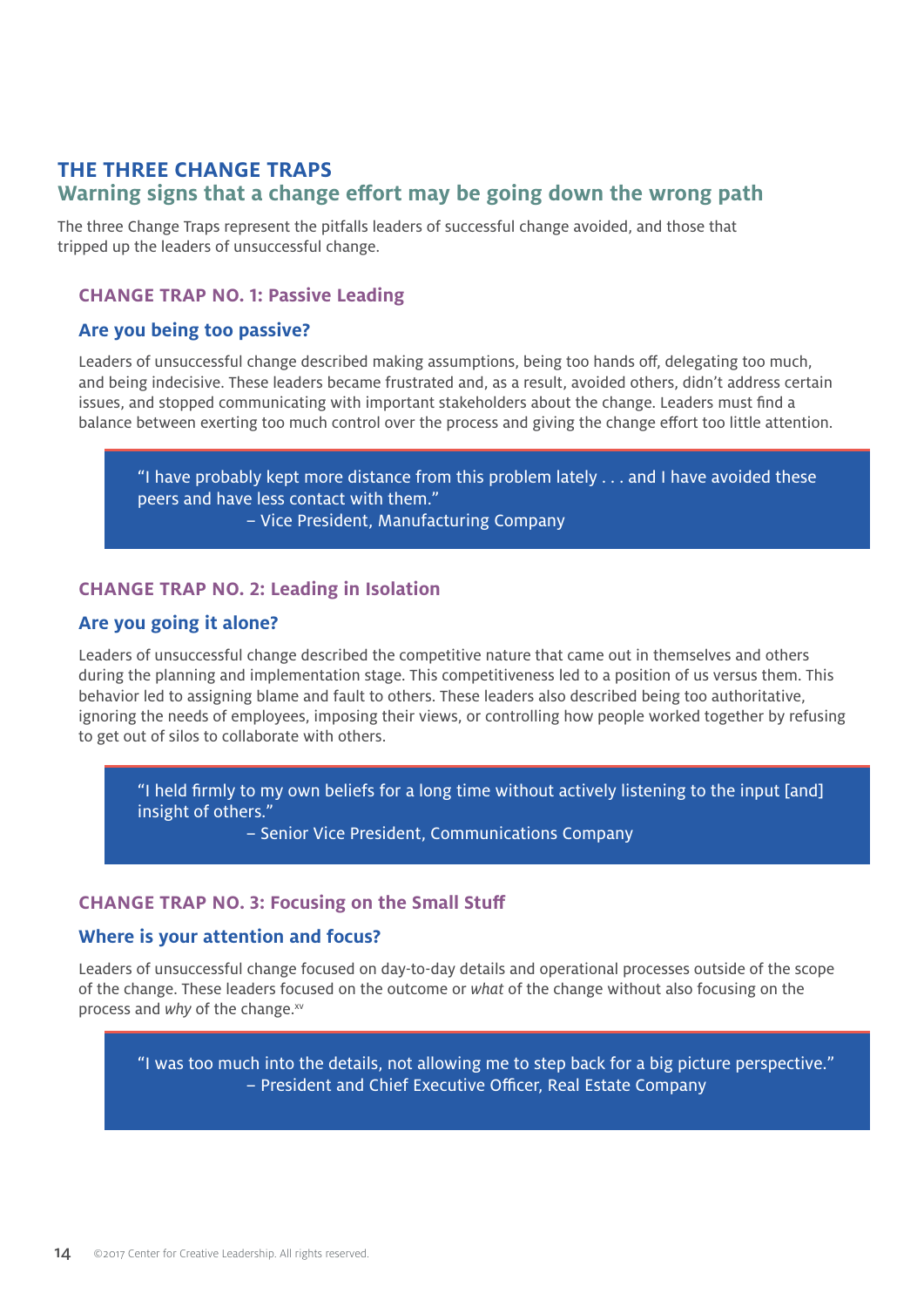## THE THREE CHANGE TRAPS

### Warning signs that a change effort may be going down the wrong path

The three Change Traps represent the pitfalls leaders of successful change avoided, and those that tripped up the leaders of unsuccessful change.

### CHANGE TRAP NO. 1: Passive Leading

#### Are you being too passive?

Leaders of unsuccessful change described making assumptions, being too hands off, delegating too much, and being indecisive. These leaders became frustrated and, as a result, avoided others, didn't address certain issues, and stopped communicating with important stakeholders about the change. Leaders must find a balance between exerting too much control over the process and giving the change effort too little attention.

> "I have probably kept more distance from this problem lately . . . and I have avoided these peers and have less contact with them."
> – Vice President, Manufacturing Company

### CHANGE TRAP NO. 2: Leading in Isolation

#### Are you going it alone?

Leaders of unsuccessful change described the competitive nature that came out in themselves and others during the planning and implementation stage. This competitiveness led to a position of us versus them. This behavior led to assigning blame and fault to others. These leaders also described being too authoritative, ignoring the needs of employees, imposing their views, or controlling how people worked together by refusing to get out of silos to collaborate with others.

> "I held firmly to my own beliefs for a long time without actively listening to the input [and] insight of others."
> – Senior Vice President, Communications Company

### CHANGE TRAP NO. 3: Focusing on the Small Stuff

#### Where is your attention and focus?

Leaders of unsuccessful change focused on day-to-day details and operational processes outside of the scope of the change. These leaders focused on the outcome or *what* of the change without also focusing on the process and *why* of the change.[xv]

> "I was too much into the details, not allowing me to step back for a big picture perspective."
> – President and Chief Executive Officer, Real Estate Company

©2017 Center for Creative Leadership. All rights reserved.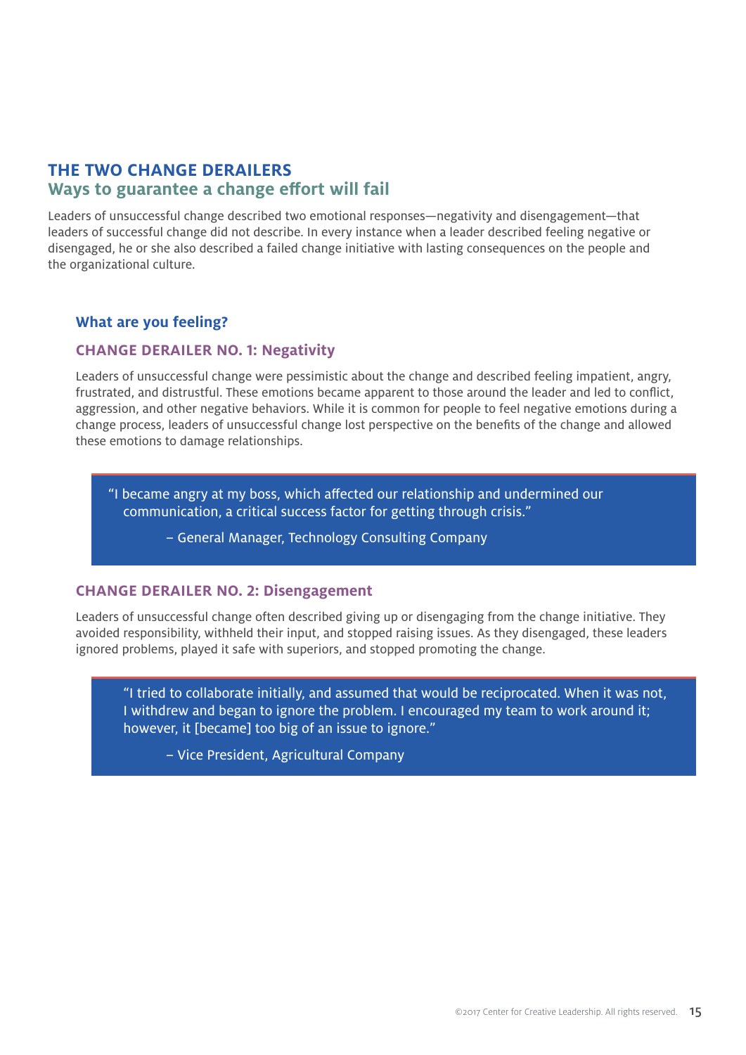## THE TWO CHANGE DERAILERS

### Ways to guarantee a change effort will fail

Leaders of unsuccessful change described two emotional responses—negativity and disengagement—that leaders of successful change did not describe. In every instance when a leader described feeling negative or disengaged, he or she also described a failed change initiative with lasting consequences on the people and the organizational culture.

### What are you feeling?

#### CHANGE DERAILER NO. 1: Negativity

Leaders of unsuccessful change were pessimistic about the change and described feeling impatient, angry, frustrated, and distrustful. These emotions became apparent to those around the leader and led to conflict, aggression, and other negative behaviors. While it is common for people to feel negative emotions during a change process, leaders of unsuccessful change lost perspective on the benefits of the change and allowed these emotions to damage relationships.

> "I became angry at my boss, which affected our relationship and undermined our communication, a critical success factor for getting through crisis."
>
> – General Manager, Technology Consulting Company

#### CHANGE DERAILER NO. 2: Disengagement

Leaders of unsuccessful change often described giving up or disengaging from the change initiative. They avoided responsibility, withheld their input, and stopped raising issues. As they disengaged, these leaders ignored problems, played it safe with superiors, and stopped promoting the change.

> "I tried to collaborate initially, and assumed that would be reciprocated. When it was not, I withdrew and began to ignore the problem. I encouraged my team to work around it; however, it [became] too big of an issue to ignore."
>
> – Vice President, Agricultural Company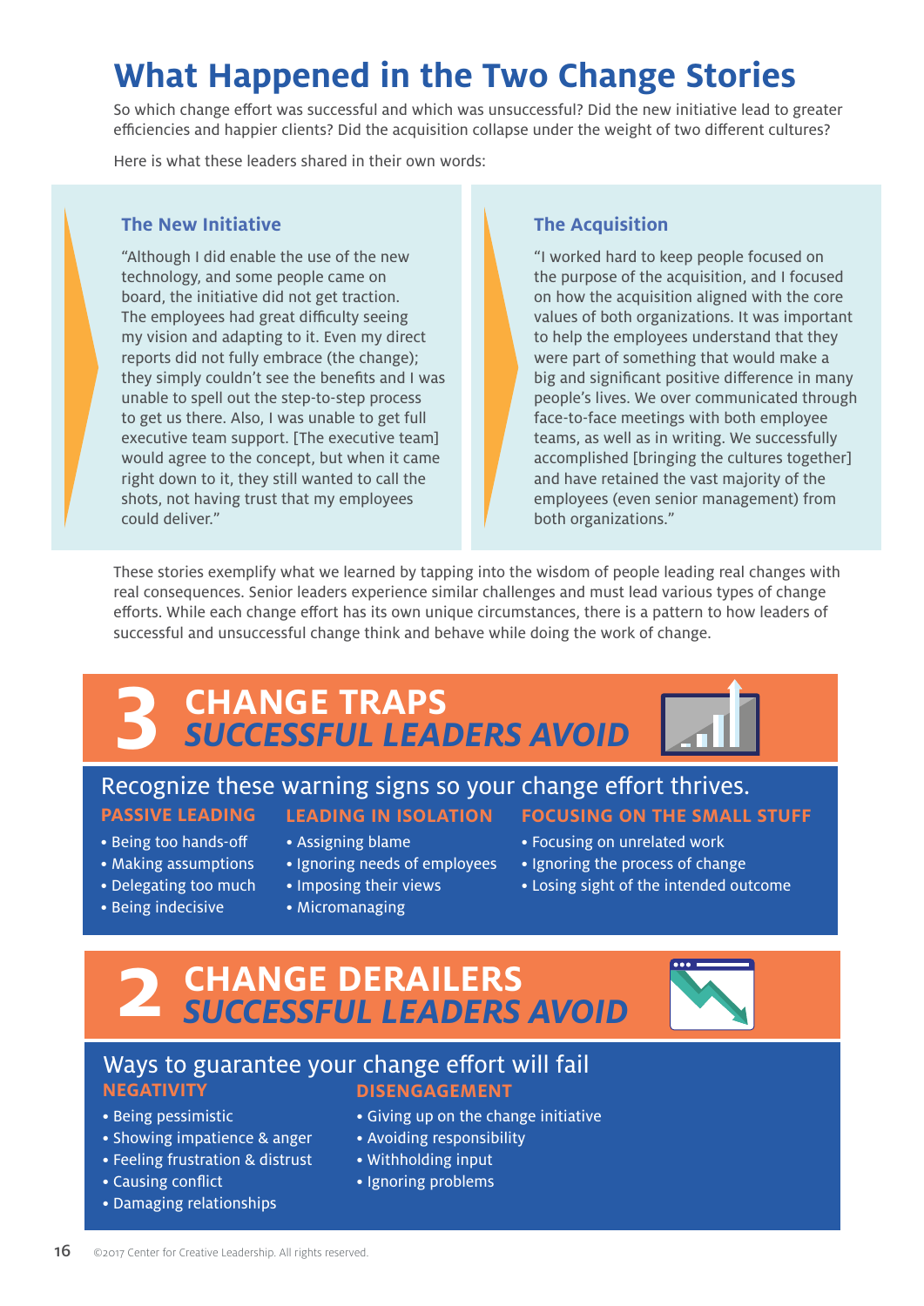# What Happened in the Two Change Stories

So which change effort was successful and which was unsuccessful? Did the new initiative lead to greater efficiencies and happier clients? Did the acquisition collapse under the weight of two different cultures?

Here is what these leaders shared in their own words:

### The New Initiative

"Although I did enable the use of the new technology, and some people came on board, the initiative did not get traction. The employees had great difficulty seeing my vision and adapting to it. Even my direct reports did not fully embrace (the change); they simply couldn't see the benefits and I was unable to spell out the step-to-step process to get us there. Also, I was unable to get full executive team support. [The executive team] would agree to the concept, but when it came right down to it, they still wanted to call the shots, not having trust that my employees could deliver."

### The Acquisition

"I worked hard to keep people focused on the purpose of the acquisition, and I focused on how the acquisition aligned with the core values of both organizations. It was important to help the employees understand that they were part of something that would make a big and significant positive difference in many people's lives. We over communicated through face-to-face meetings with both employee teams, as well as in writing. We successfully accomplished [bringing the cultures together] and have retained the vast majority of the employees (even senior management) from both organizations."

These stories exemplify what we learned by tapping into the wisdom of people leading real changes with real consequences. Senior leaders experience similar challenges and must lead various types of change efforts. While each change effort has its own unique circumstances, there is a pattern to how leaders of successful and unsuccessful change think and behave while doing the work of change.

## 3 CHANGE TRAPS *SUCCESSFUL LEADERS AVOID*

Recognize these warning signs so your change effort thrives.

**PASSIVE LEADING**
- Being too hands-off
- Making assumptions
- Delegating too much
- Being indecisive

**LEADING IN ISOLATION**
- Assigning blame
- Ignoring needs of employees
- Imposing their views
- Micromanaging

**FOCUSING ON THE SMALL STUFF**
- Focusing on unrelated work
- Ignoring the process of change
- Losing sight of the intended outcome

## 2 CHANGE DERAILERS *SUCCESSFUL LEADERS AVOID*

Ways to guarantee your change effort will fail

**NEGATIVITY**
- Being pessimistic
- Showing impatience & anger
- Feeling frustration & distrust
- Causing conflict
- Damaging relationships

**DISENGAGEMENT**
- Giving up on the change initiative
- Avoiding responsibility
- Withholding input
- Ignoring problems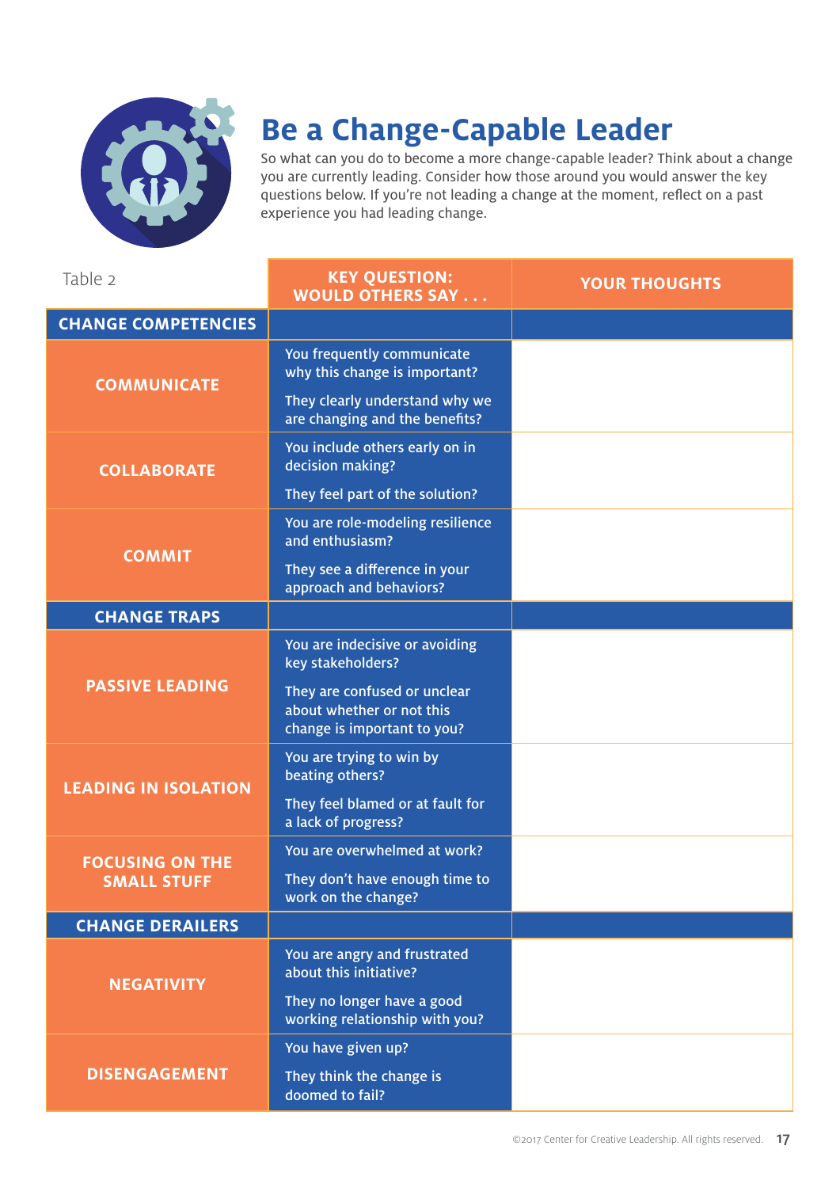# Be a Change-Capable Leader

So what can you do to become a more change-capable leader? Think about a change you are currently leading. Consider how those around you would answer the key questions below. If you're not leading a change at the moment, reflect on a past experience you had leading change.

Table 2

| | KEY QUESTION: WOULD OTHERS SAY . . . | YOUR THOUGHTS |
|---|---|---|
| **CHANGE COMPETENCIES** | | |
| COMMUNICATE | You frequently communicate why this change is important?<br>They clearly understand why we are changing and the benefits? | |
| COLLABORATE | You include others early on in decision making?<br>They feel part of the solution? | |
| COMMIT | You are role-modeling resilience and enthusiasm?<br>They see a difference in your approach and behaviors? | |
| **CHANGE TRAPS** | | |
| PASSIVE LEADING | You are indecisive or avoiding key stakeholders?<br>They are confused or unclear about whether or not this change is important to you? | |
| LEADING IN ISOLATION | You are trying to win by beating others?<br>They feel blamed or at fault for a lack of progress? | |
| FOCUSING ON THE SMALL STUFF | You are overwhelmed at work?<br>They don't have enough time to work on the change? | |
| **CHANGE DERAILERS** | | |
| NEGATIVITY | You are angry and frustrated about this initiative?<br>They no longer have a good working relationship with you? | |
| DISENGAGEMENT | You have given up?<br>They think the change is doomed to fail? | |

©2017 Center for Creative Leadership. All rights reserved.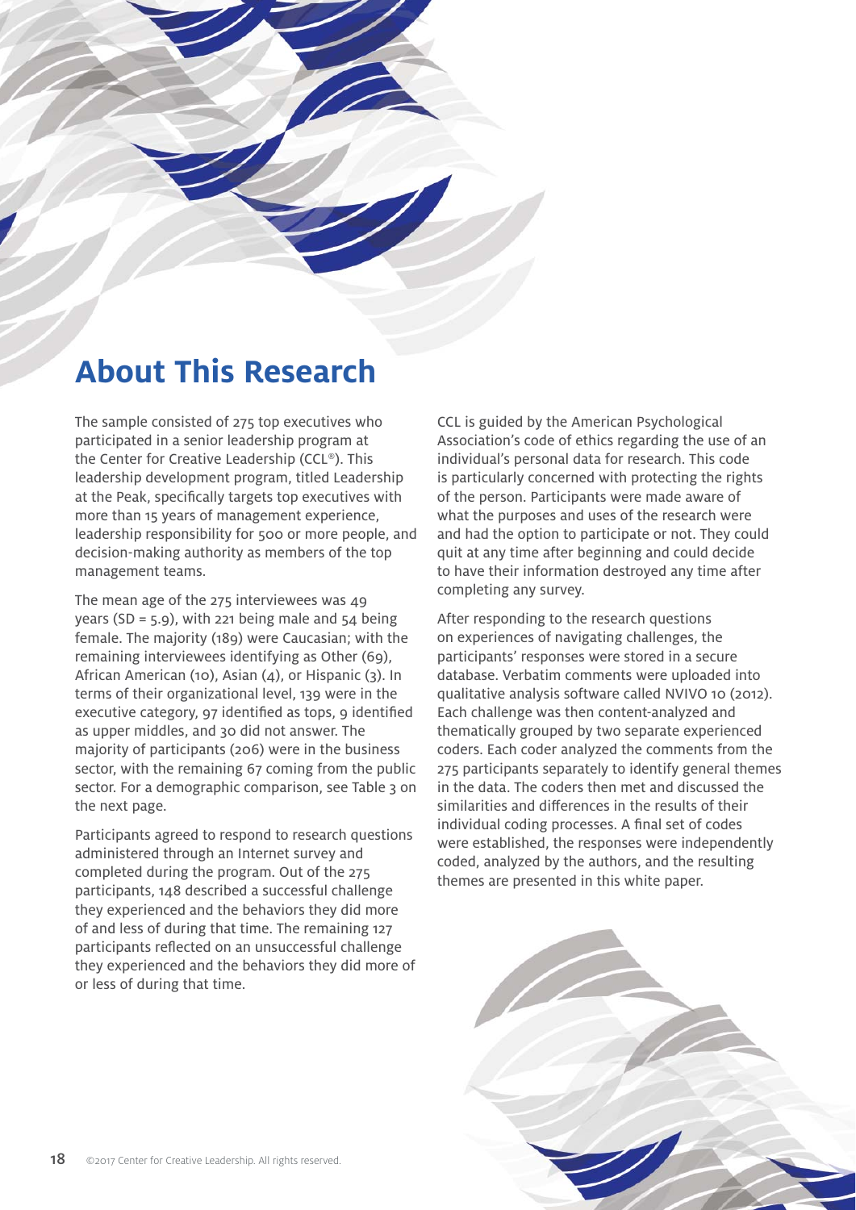# About This Research

The sample consisted of 275 top executives who participated in a senior leadership program at the Center for Creative Leadership (CCL®). This leadership development program, titled Leadership at the Peak, specifically targets top executives with more than 15 years of management experience, leadership responsibility for 500 or more people, and decision-making authority as members of the top management teams.

The mean age of the 275 interviewees was 49 years (SD = 5.9), with 221 being male and 54 being female. The majority (189) were Caucasian; with the remaining interviewees identifying as Other (69), African American (10), Asian (4), or Hispanic (3). In terms of their organizational level, 139 were in the executive category, 97 identified as tops, 9 identified as upper middles, and 30 did not answer. The majority of participants (206) were in the business sector, with the remaining 67 coming from the public sector. For a demographic comparison, see Table 3 on the next page.

Participants agreed to respond to research questions administered through an Internet survey and completed during the program. Out of the 275 participants, 148 described a successful challenge they experienced and the behaviors they did more of and less of during that time. The remaining 127 participants reflected on an unsuccessful challenge they experienced and the behaviors they did more of or less of during that time.

CCL is guided by the American Psychological Association's code of ethics regarding the use of an individual's personal data for research. This code is particularly concerned with protecting the rights of the person. Participants were made aware of what the purposes and uses of the research were and had the option to participate or not. They could quit at any time after beginning and could decide to have their information destroyed any time after completing any survey.

After responding to the research questions on experiences of navigating challenges, the participants' responses were stored in a secure database. Verbatim comments were uploaded into qualitative analysis software called NVIVO 10 (2012). Each challenge was then content-analyzed and thematically grouped by two separate experienced coders. Each coder analyzed the comments from the 275 participants separately to identify general themes in the data. The coders then met and discussed the similarities and differences in the results of their individual coding processes. A final set of codes were established, the responses were independently coded, analyzed by the authors, and the resulting themes are presented in this white paper.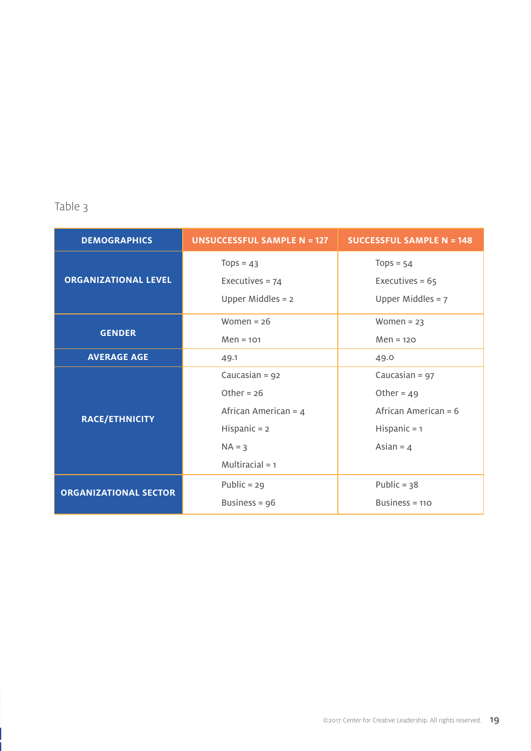Table 3

| DEMOGRAPHICS | UNSUCCESSFUL SAMPLE N = 127 | SUCCESSFUL SAMPLE N = 148 |
|---|---|---|
| ORGANIZATIONAL LEVEL | Tops = 43<br>Executives = 74<br>Upper Middles = 2 | Tops = 54<br>Executives = 65<br>Upper Middles = 7 |
| GENDER | Women = 26<br>Men = 101 | Women = 23<br>Men = 120 |
| AVERAGE AGE | 49.1 | 49.0 |
| RACE/ETHNICITY | Caucasian = 92<br>Other = 26<br>African American = 4<br>Hispanic = 2<br>NA = 3<br>Multiracial = 1 | Caucasian = 97<br>Other = 49<br>African American = 6<br>Hispanic = 1<br>Asian = 4 |
| ORGANIZATIONAL SECTOR | Public = 29<br>Business = 96 | Public = 38<br>Business = 110 |

©2017 Center for Creative Leadership. All rights reserved.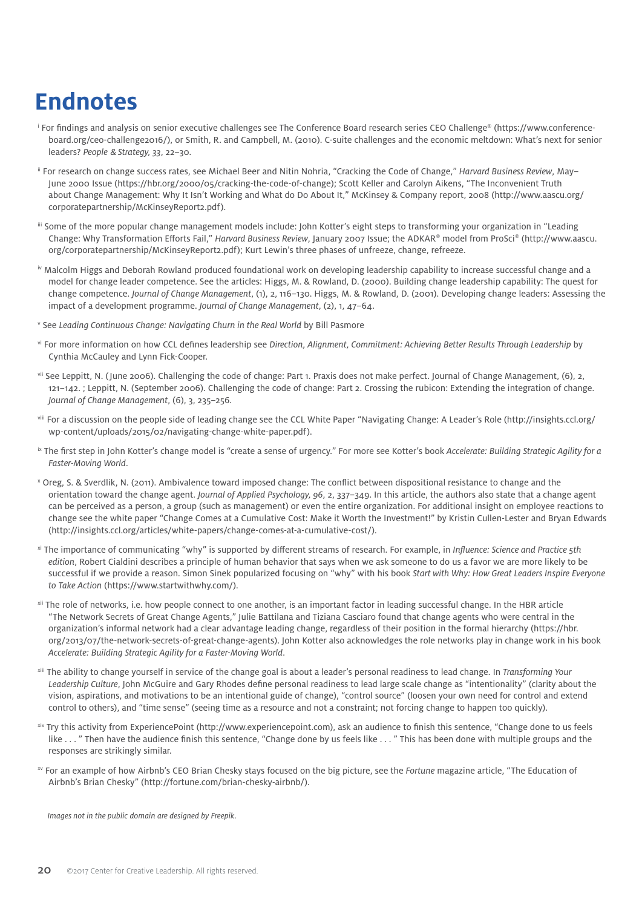# Endnotes

[i] For findings and analysis on senior executive challenges see The Conference Board research series CEO Challenge® (https://www.conference-board.org/ceo-challenge2016/), or Smith, R. and Campbell, M. (2010). C-suite challenges and the economic meltdown: What's next for senior leaders? *People & Strategy, 33*, 22–30.

[ii] For research on change success rates, see Michael Beer and Nitin Nohria, "Cracking the Code of Change," *Harvard Business Review*, May–June 2000 Issue (https://hbr.org/2000/05/cracking-the-code-of-change); Scott Keller and Carolyn Aikens, "The Inconvenient Truth about Change Management: Why It Isn't Working and What do Do About It," McKinsey & Company report, 2008 (http://www.aascu.org/corporatepartnership/McKinseyReport2.pdf).

[iii] Some of the more popular change management models include: John Kotter's eight steps to transforming your organization in "Leading Change: Why Transformation Efforts Fail," *Harvard Business Review*, January 2007 Issue; the ADKAR® model from ProSci® (http://www.aascu.org/corporatepartnership/McKinseyReport2.pdf); Kurt Lewin's three phases of unfreeze, change, refreeze.

[iv] Malcolm Higgs and Deborah Rowland produced foundational work on developing leadership capability to increase successful change and a model for change leader competence. See the articles: Higgs, M. & Rowland, D. (2000). Building change leadership capability: The quest for change competence. *Journal of Change Management*, (1), 2, 116–130. Higgs, M. & Rowland, D. (2001). Developing change leaders: Assessing the impact of a development programme. *Journal of Change Management*, (2), 1, 47–64.

[v] See *Leading Continuous Change: Navigating Churn in the Real World* by Bill Pasmore

[vi] For more information on how CCL defines leadership see *Direction, Alignment, Commitment: Achieving Better Results Through Leadership* by Cynthia McCauley and Lynn Fick-Cooper.

[vii] See Leppitt, N. (June 2006). Challenging the code of change: Part 1. Praxis does not make perfect. Journal of Change Management, (6), 2, 121–142. ; Leppitt, N. (September 2006). Challenging the code of change: Part 2. Crossing the rubicon: Extending the integration of change. *Journal of Change Management*, (6), 3, 235–256.

[viii] For a discussion on the people side of leading change see the CCL White Paper "Navigating Change: A Leader's Role (http://insights.ccl.org/wp-content/uploads/2015/02/navigating-change-white-paper.pdf).

[ix] The first step in John Kotter's change model is "create a sense of urgency." For more see Kotter's book *Accelerate: Building Strategic Agility for a Faster-Moving World*.

[x] Oreg, S. & Sverdlik, N. (2011). Ambivalence toward imposed change: The conflict between dispositional resistance to change and the orientation toward the change agent. *Journal of Applied Psychology, 96*, 2, 337–349. In this article, the authors also state that a change agent can be perceived as a person, a group (such as management) or even the entire organization. For additional insight on employee reactions to change see the white paper "Change Comes at a Cumulative Cost: Make it Worth the Investment!" by Kristin Cullen-Lester and Bryan Edwards (http://insights.ccl.org/articles/white-papers/change-comes-at-a-cumulative-cost/).

[xi] The importance of communicating "why" is supported by different streams of research. For example, in *Influence: Science and Practice 5th edition*, Robert Cialdini describes a principle of human behavior that says when we ask someone to do us a favor we are more likely to be successful if we provide a reason. Simon Sinek popularized focusing on "why" with his book *Start with Why: How Great Leaders Inspire Everyone to Take Action* (https://www.startwithwhy.com/).

[xii] The role of networks, i.e. how people connect to one another, is an important factor in leading successful change. In the HBR article "The Network Secrets of Great Change Agents," Julie Battilana and Tiziana Casciaro found that change agents who were central in the organization's informal network had a clear advantage leading change, regardless of their position in the formal hierarchy (https://hbr.org/2013/07/the-network-secrets-of-great-change-agents). John Kotter also acknowledges the role networks play in change work in his book *Accelerate: Building Strategic Agility for a Faster-Moving World*.

[xiii] The ability to change yourself in service of the change goal is about a leader's personal readiness to lead change. In *Transforming Your Leadership Culture*, John McGuire and Gary Rhodes define personal readiness to lead large scale change as "intentionality" (clarity about the vision, aspirations, and motivations to be an intentional guide of change), "control source" (loosen your own need for control and extend control to others), and "time sense" (seeing time as a resource and not a constraint; not forcing change to happen too quickly).

[xiv] Try this activity from ExperiencePoint (http://www.experiencepoint.com), ask an audience to finish this sentence, "Change done to us feels like . . . " Then have the audience finish this sentence, "Change done by us feels like . . . " This has been done with multiple groups and the responses are strikingly similar.

[xv] For an example of how Airbnb's CEO Brian Chesky stays focused on the big picture, see the *Fortune* magazine article, "The Education of Airbnb's Brian Chesky" (http://fortune.com/brian-chesky-airbnb/).

*Images not in the public domain are designed by Freepik.*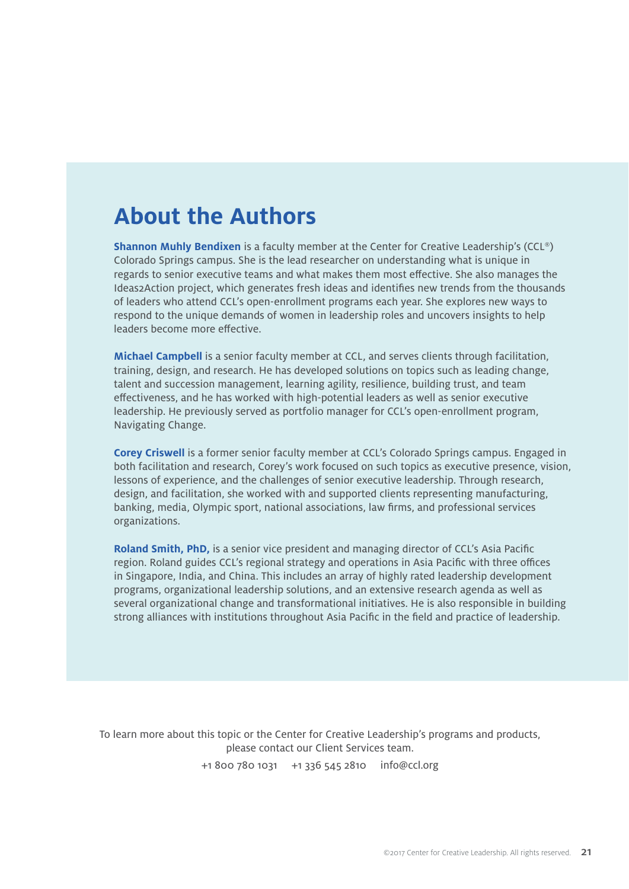## About the Authors

**Shannon Muhly Bendixen** is a faculty member at the Center for Creative Leadership's (CCL®) Colorado Springs campus. She is the lead researcher on understanding what is unique in regards to senior executive teams and what makes them most effective. She also manages the Ideas2Action project, which generates fresh ideas and identifies new trends from the thousands of leaders who attend CCL's open-enrollment programs each year. She explores new ways to respond to the unique demands of women in leadership roles and uncovers insights to help leaders become more effective.

**Michael Campbell** is a senior faculty member at CCL, and serves clients through facilitation, training, design, and research. He has developed solutions on topics such as leading change, talent and succession management, learning agility, resilience, building trust, and team effectiveness, and he has worked with high-potential leaders as well as senior executive leadership. He previously served as portfolio manager for CCL's open-enrollment program, Navigating Change.

**Corey Criswell** is a former senior faculty member at CCL's Colorado Springs campus. Engaged in both facilitation and research, Corey's work focused on such topics as executive presence, vision, lessons of experience, and the challenges of senior executive leadership. Through research, design, and facilitation, she worked with and supported clients representing manufacturing, banking, media, Olympic sport, national associations, law firms, and professional services organizations.

**Roland Smith, PhD,** is a senior vice president and managing director of CCL's Asia Pacific region. Roland guides CCL's regional strategy and operations in Asia Pacific with three offices in Singapore, India, and China. This includes an array of highly rated leadership development programs, organizational leadership solutions, and an extensive research agenda as well as several organizational change and transformational initiatives. He is also responsible in building strong alliances with institutions throughout Asia Pacific in the field and practice of leadership.

To learn more about this topic or the Center for Creative Leadership's programs and products, please contact our Client Services team.

+1 800 780 1031  +1 336 545 2810  info@ccl.org

©2017 Center for Creative Leadership. All rights reserved.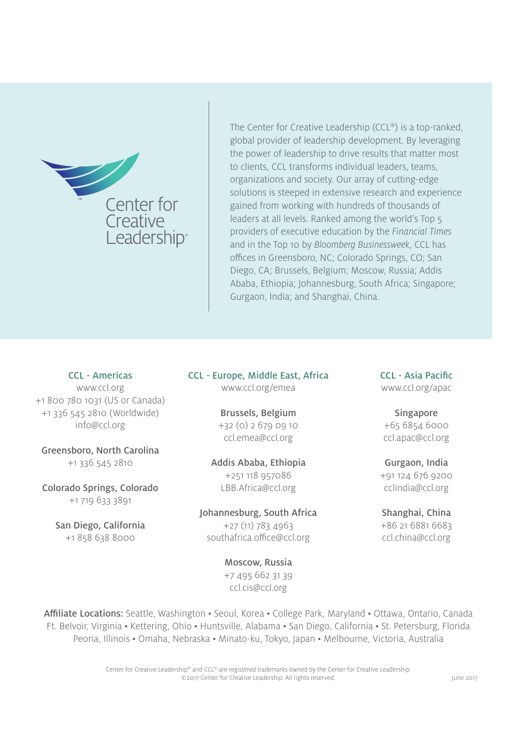Center for Creative Leadership®

The Center for Creative Leadership (CCL®) is a top-ranked, global provider of leadership development. By leveraging the power of leadership to drive results that matter most to clients, CCL transforms individual leaders, teams, organizations and society. Our array of cutting-edge solutions is steeped in extensive research and experience gained from working with hundreds of thousands of leaders at all levels. Ranked among the world's Top 5 providers of executive education by the *Financial Times* and in the Top 10 by *Bloomberg Businessweek*, CCL has offices in Greensboro, NC; Colorado Springs, CO; San Diego, CA; Brussels, Belgium; Moscow, Russia; Addis Ababa, Ethiopia; Johannesburg, South Africa; Singapore; Gurgaon, India; and Shanghai, China.

**CCL - Americas**
www.ccl.org
+1 800 780 1031 (US or Canada)
+1 336 545 2810 (Worldwide)
info@ccl.org

**Greensboro, North Carolina**
+1 336 545 2810

**Colorado Springs, Colorado**
+1 719 633 3891

**San Diego, California**
+1 858 638 8000

**CCL - Europe, Middle East, Africa**
www.ccl.org/emea

**Brussels, Belgium**
+32 (0) 2 679 09 10
ccl.emea@ccl.org

**Addis Ababa, Ethiopia**
+251 118 957086
LBB.Africa@ccl.org

**Johannesburg, South Africa**
+27 (11) 783 4963
southafrica.office@ccl.org

**Moscow, Russia**
+7 495 662 31 39
ccl.cis@ccl.org

**CCL - Asia Pacific**
www.ccl.org/apac

**Singapore**
+65 6854 6000
ccl.apac@ccl.org

**Gurgaon, India**
+91 124 676 9200
cclindia@ccl.org

**Shanghai, China**
+86 21 6881 6683
ccl.china@ccl.org

**Affiliate Locations:** Seattle, Washington • Seoul, Korea • College Park, Maryland • Ottawa, Ontario, Canada • Ft. Belvoir, Virginia • Kettering, Ohio • Huntsville, Alabama • San Diego, California • St. Petersburg, Florida • Peoria, Illinois • Omaha, Nebraska • Minato-ku, Tokyo, Japan • Melbourne, Victoria, Australia

Center for Creative Leadership® and CCL® are registered trademarks owned by the Center for Creative Leadership.
©2017 Center for Creative Leadership. All rights reserved.

June 2017